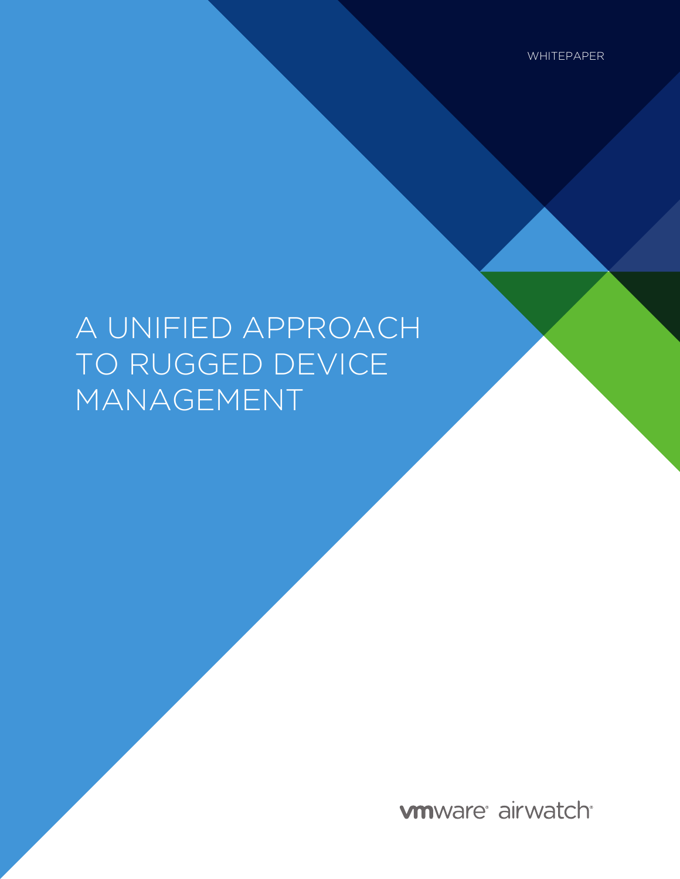WHITEPAPER

# A UNIFIED APPROACH TO RUGGED DEVICE MANAGEMENT

vmware airwatch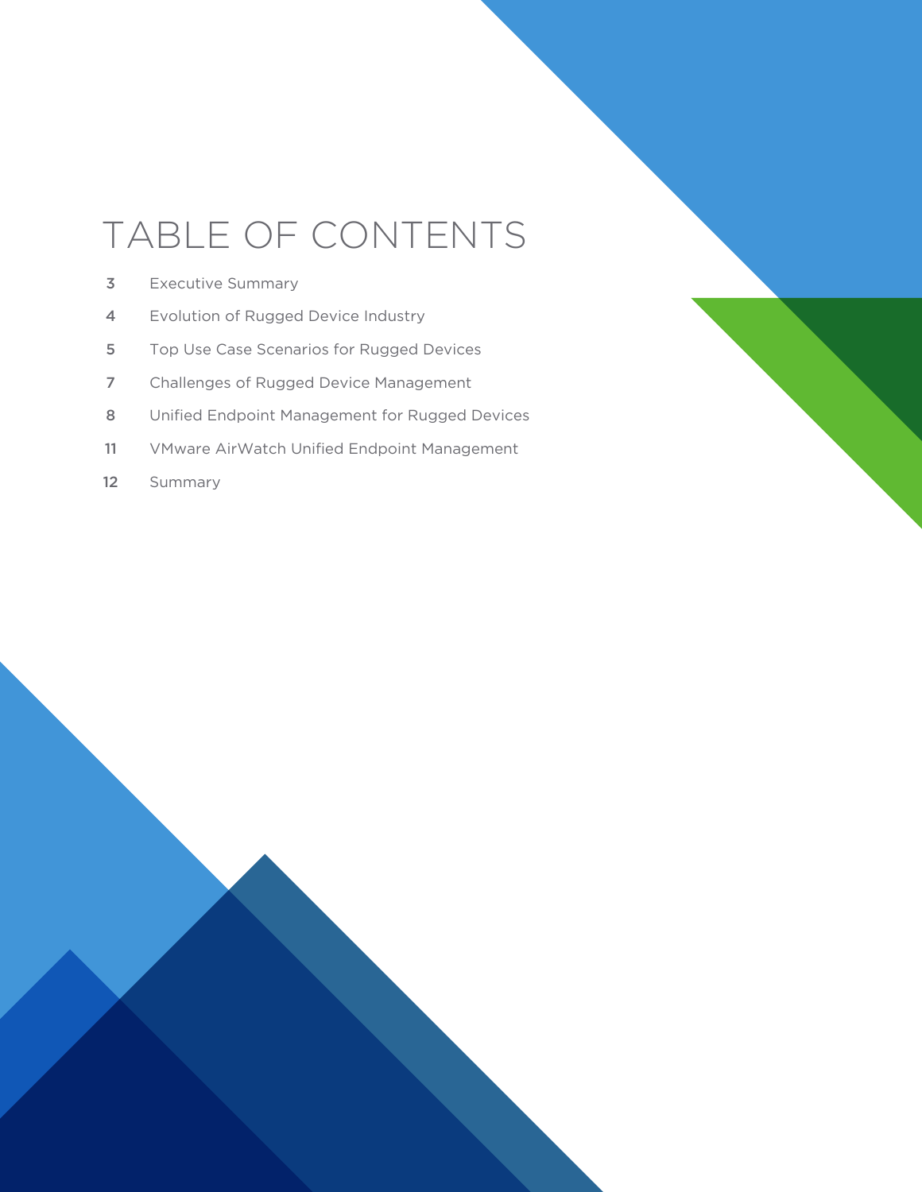# TABLE OF CONTENTS

3 Executive Summary

4 Evolution of Rugged Device Industry

5 Top Use Case Scenarios for Rugged Devices

7 Challenges of Rugged Device Management

8 Unified Endpoint Management for Rugged Devices

11 VMware AirWatch Unified Endpoint Management

12 Summary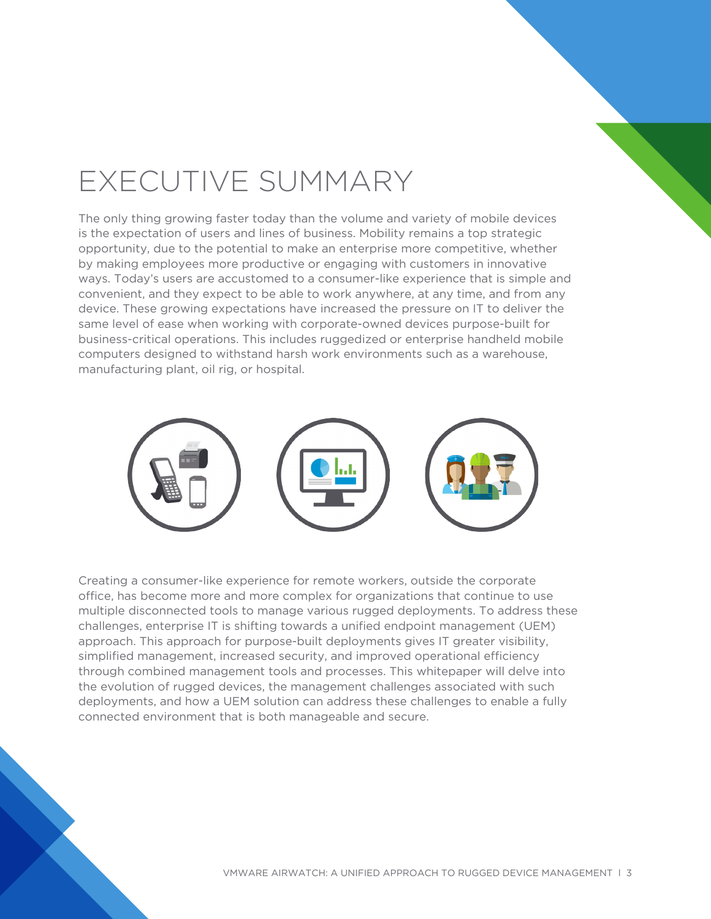# EXECUTIVE SUMMARY

The only thing growing faster today than the volume and variety of mobile devices is the expectation of users and lines of business. Mobility remains a top strategic opportunity, due to the potential to make an enterprise more competitive, whether by making employees more productive or engaging with customers in innovative ways. Today's users are accustomed to a consumer-like experience that is simple and convenient, and they expect to be able to work anywhere, at any time, and from any device. These growing expectations have increased the pressure on IT to deliver the same level of ease when working with corporate-owned devices purpose-built for business-critical operations. This includes ruggedized or enterprise handheld mobile computers designed to withstand harsh work environments such as a warehouse, manufacturing plant, oil rig, or hospital.

Creating a consumer-like experience for remote workers, outside the corporate office, has become more and more complex for organizations that continue to use multiple disconnected tools to manage various rugged deployments. To address these challenges, enterprise IT is shifting towards a unified endpoint management (UEM) approach. This approach for purpose-built deployments gives IT greater visibility, simplified management, increased security, and improved operational efficiency through combined management tools and processes. This whitepaper will delve into the evolution of rugged devices, the management challenges associated with such deployments, and how a UEM solution can address these challenges to enable a fully connected environment that is both manageable and secure.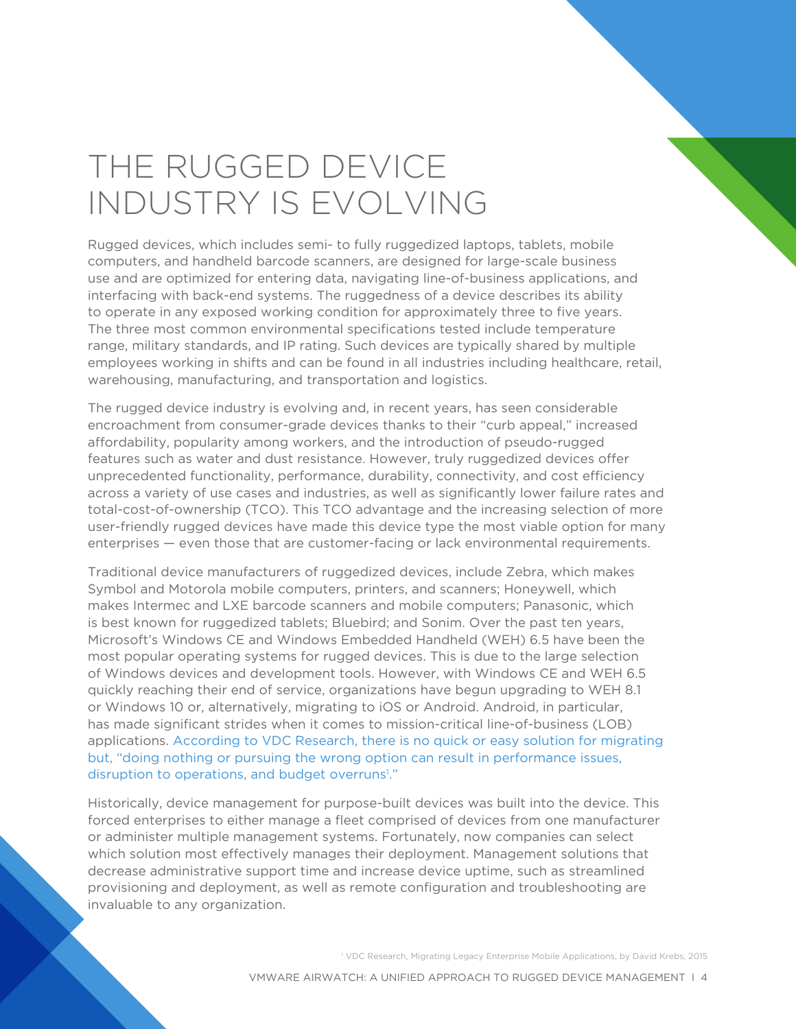# THE RUGGED DEVICE INDUSTRY IS EVOLVING

Rugged devices, which includes semi- to fully ruggedized laptops, tablets, mobile computers, and handheld barcode scanners, are designed for large-scale business use and are optimized for entering data, navigating line-of-business applications, and interfacing with back-end systems. The ruggedness of a device describes its ability to operate in any exposed working condition for approximately three to five years. The three most common environmental specifications tested include temperature range, military standards, and IP rating. Such devices are typically shared by multiple employees working in shifts and can be found in all industries including healthcare, retail, warehousing, manufacturing, and transportation and logistics.

The rugged device industry is evolving and, in recent years, has seen considerable encroachment from consumer-grade devices thanks to their "curb appeal," increased affordability, popularity among workers, and the introduction of pseudo-rugged features such as water and dust resistance. However, truly ruggedized devices offer unprecedented functionality, performance, durability, connectivity, and cost efficiency across a variety of use cases and industries, as well as significantly lower failure rates and total-cost-of-ownership (TCO). This TCO advantage and the increasing selection of more user-friendly rugged devices have made this device type the most viable option for many enterprises — even those that are customer-facing or lack environmental requirements.

Traditional device manufacturers of ruggedized devices, include Zebra, which makes Symbol and Motorola mobile computers, printers, and scanners; Honeywell, which makes Intermec and LXE barcode scanners and mobile computers; Panasonic, which is best known for ruggedized tablets; Bluebird; and Sonim. Over the past ten years, Microsoft's Windows CE and Windows Embedded Handheld (WEH) 6.5 have been the most popular operating systems for rugged devices. This is due to the large selection of Windows devices and development tools. However, with Windows CE and WEH 6.5 quickly reaching their end of service, organizations have begun upgrading to WEH 8.1 or Windows 10 or, alternatively, migrating to iOS or Android. Android, in particular, has made significant strides when it comes to mission-critical line-of-business (LOB) applications. According to VDC Research, there is no quick or easy solution for migrating but, "doing nothing or pursuing the wrong option can result in performance issues, disruption to operations, and budget overruns[1]."

Historically, device management for purpose-built devices was built into the device. This forced enterprises to either manage a fleet comprised of devices from one manufacturer or administer multiple management systems. Fortunately, now companies can select which solution most effectively manages their deployment. Management solutions that decrease administrative support time and increase device uptime, such as streamlined provisioning and deployment, as well as remote configuration and troubleshooting are invaluable to any organization.

[1] VDC Research, Migrating Legacy Enterprise Mobile Applications, by David Krebs, 2015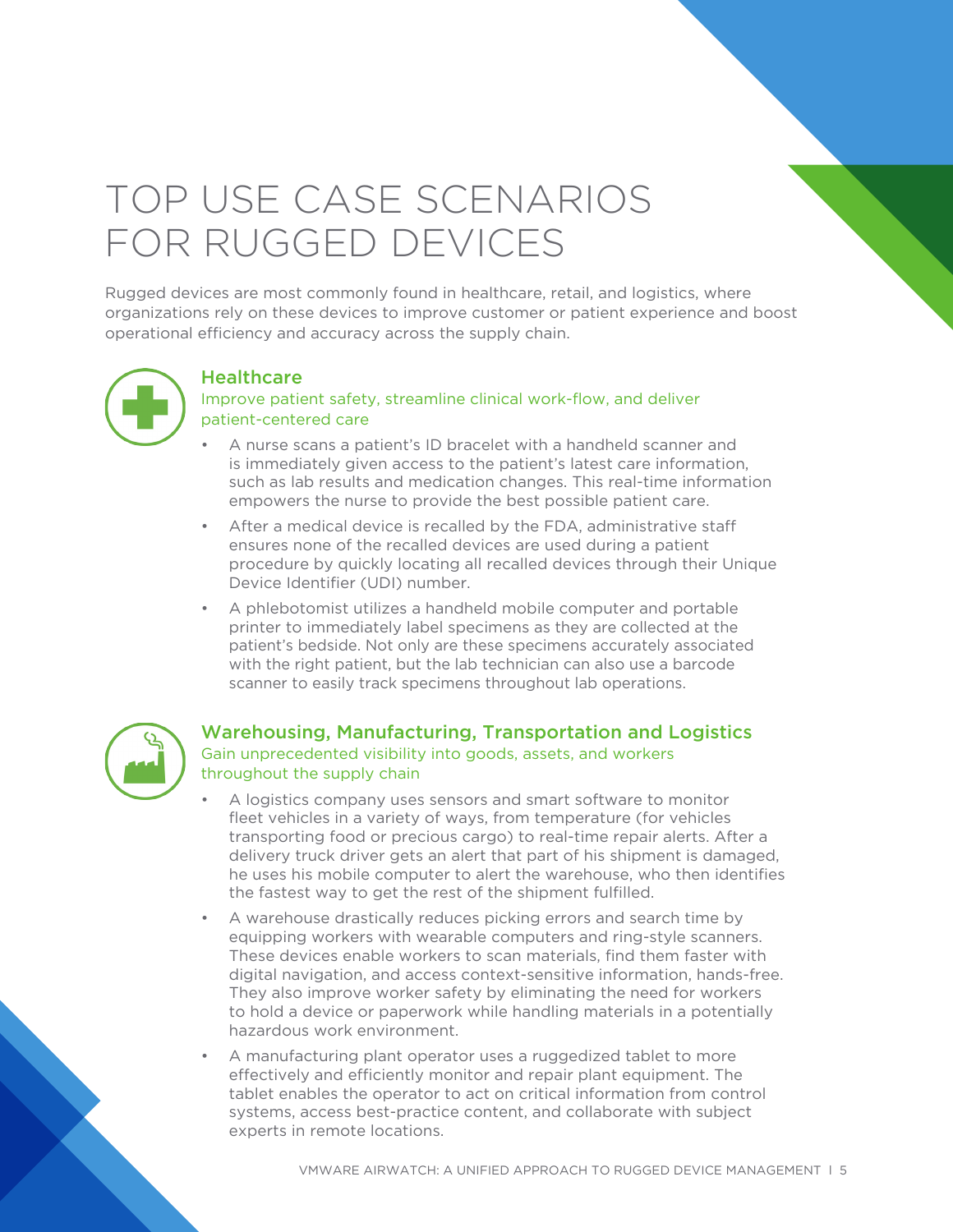# TOP USE CASE SCENARIOS FOR RUGGED DEVICES

Rugged devices are most commonly found in healthcare, retail, and logistics, where organizations rely on these devices to improve customer or patient experience and boost operational efficiency and accuracy across the supply chain.

## Healthcare

Improve patient safety, streamline clinical work-flow, and deliver patient-centered care

- A nurse scans a patient's ID bracelet with a handheld scanner and is immediately given access to the patient's latest care information, such as lab results and medication changes. This real-time information empowers the nurse to provide the best possible patient care.
- After a medical device is recalled by the FDA, administrative staff ensures none of the recalled devices are used during a patient procedure by quickly locating all recalled devices through their Unique Device Identifier (UDI) number.
- A phlebotomist utilizes a handheld mobile computer and portable printer to immediately label specimens as they are collected at the patient's bedside. Not only are these specimens accurately associated with the right patient, but the lab technician can also use a barcode scanner to easily track specimens throughout lab operations.

## Warehousing, Manufacturing, Transportation and Logistics

Gain unprecedented visibility into goods, assets, and workers throughout the supply chain

- A logistics company uses sensors and smart software to monitor fleet vehicles in a variety of ways, from temperature (for vehicles transporting food or precious cargo) to real-time repair alerts. After a delivery truck driver gets an alert that part of his shipment is damaged, he uses his mobile computer to alert the warehouse, who then identifies the fastest way to get the rest of the shipment fulfilled.
- A warehouse drastically reduces picking errors and search time by equipping workers with wearable computers and ring-style scanners. These devices enable workers to scan materials, find them faster with digital navigation, and access context-sensitive information, hands-free. They also improve worker safety by eliminating the need for workers to hold a device or paperwork while handling materials in a potentially hazardous work environment.
- A manufacturing plant operator uses a ruggedized tablet to more effectively and efficiently monitor and repair plant equipment. The tablet enables the operator to act on critical information from control systems, access best-practice content, and collaborate with subject experts in remote locations.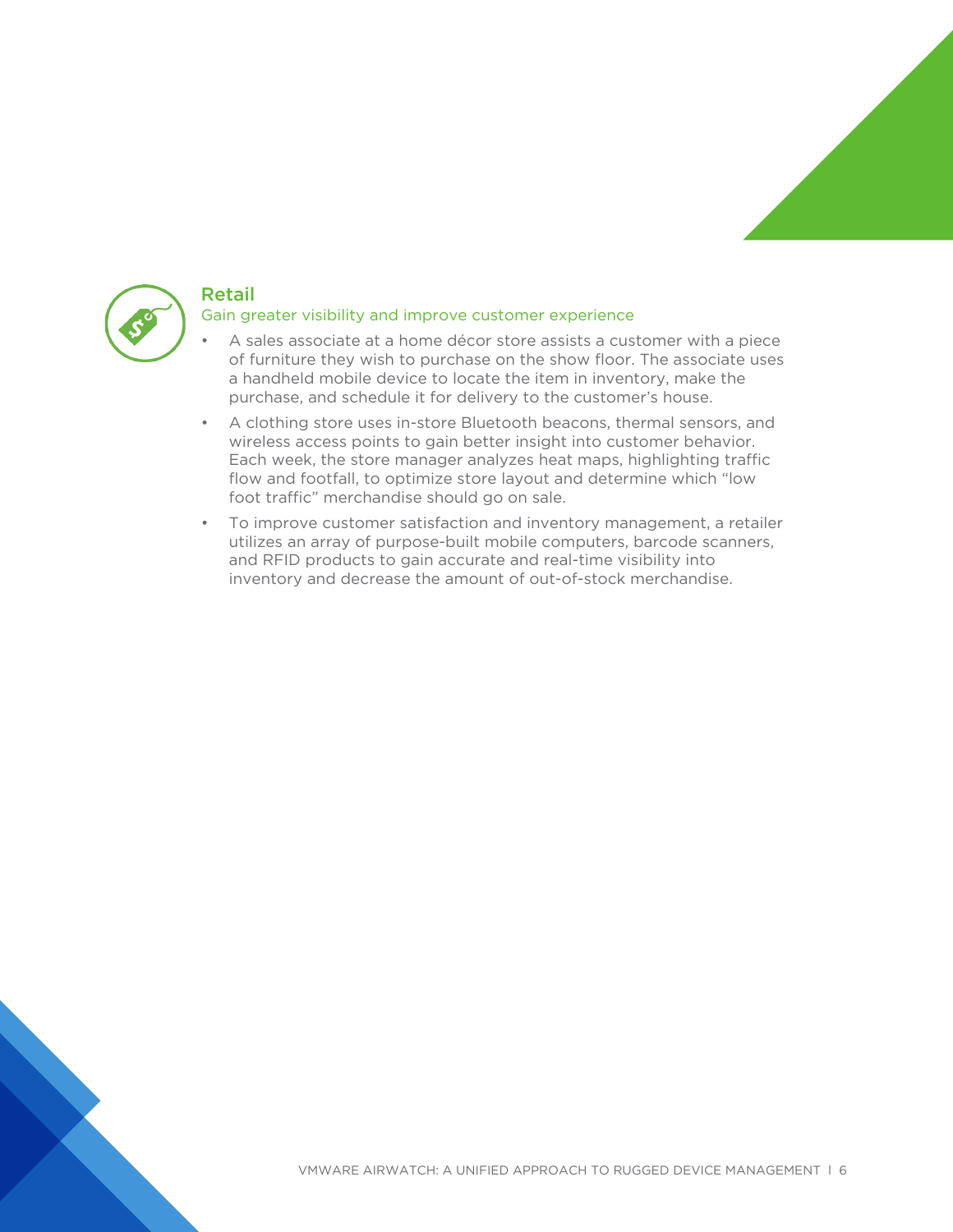## Retail

### Gain greater visibility and improve customer experience

- A sales associate at a home décor store assists a customer with a piece of furniture they wish to purchase on the show floor. The associate uses a handheld mobile device to locate the item in inventory, make the purchase, and schedule it for delivery to the customer's house.
- A clothing store uses in-store Bluetooth beacons, thermal sensors, and wireless access points to gain better insight into customer behavior. Each week, the store manager analyzes heat maps, highlighting traffic flow and footfall, to optimize store layout and determine which "low foot traffic" merchandise should go on sale.
- To improve customer satisfaction and inventory management, a retailer utilizes an array of purpose-built mobile computers, barcode scanners, and RFID products to gain accurate and real-time visibility into inventory and decrease the amount of out-of-stock merchandise.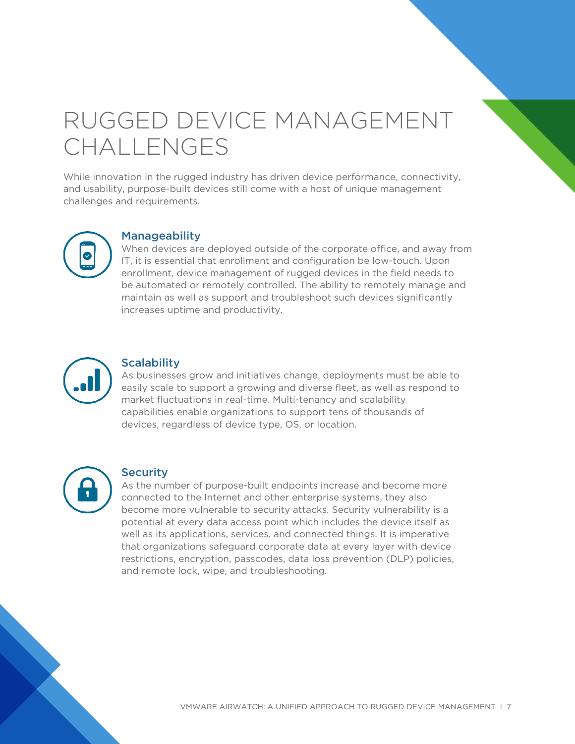# RUGGED DEVICE MANAGEMENT CHALLENGES

While innovation in the rugged industry has driven device performance, connectivity, and usability, purpose-built devices still come with a host of unique management challenges and requirements.

## Manageability

When devices are deployed outside of the corporate office, and away from IT, it is essential that enrollment and configuration be low-touch. Upon enrollment, device management of rugged devices in the field needs to be automated or remotely controlled. The ability to remotely manage and maintain as well as support and troubleshoot such devices significantly increases uptime and productivity.

## Scalability

As businesses grow and initiatives change, deployments must be able to easily scale to support a growing and diverse fleet, as well as respond to market fluctuations in real-time. Multi-tenancy and scalability capabilities enable organizations to support tens of thousands of devices, regardless of device type, OS, or location.

## Security

As the number of purpose-built endpoints increase and become more connected to the Internet and other enterprise systems, they also become more vulnerable to security attacks. Security vulnerability is a potential at every data access point which includes the device itself as well as its applications, services, and connected things. It is imperative that organizations safeguard corporate data at every layer with device restrictions, encryption, passcodes, data loss prevention (DLP) policies, and remote lock, wipe, and troubleshooting.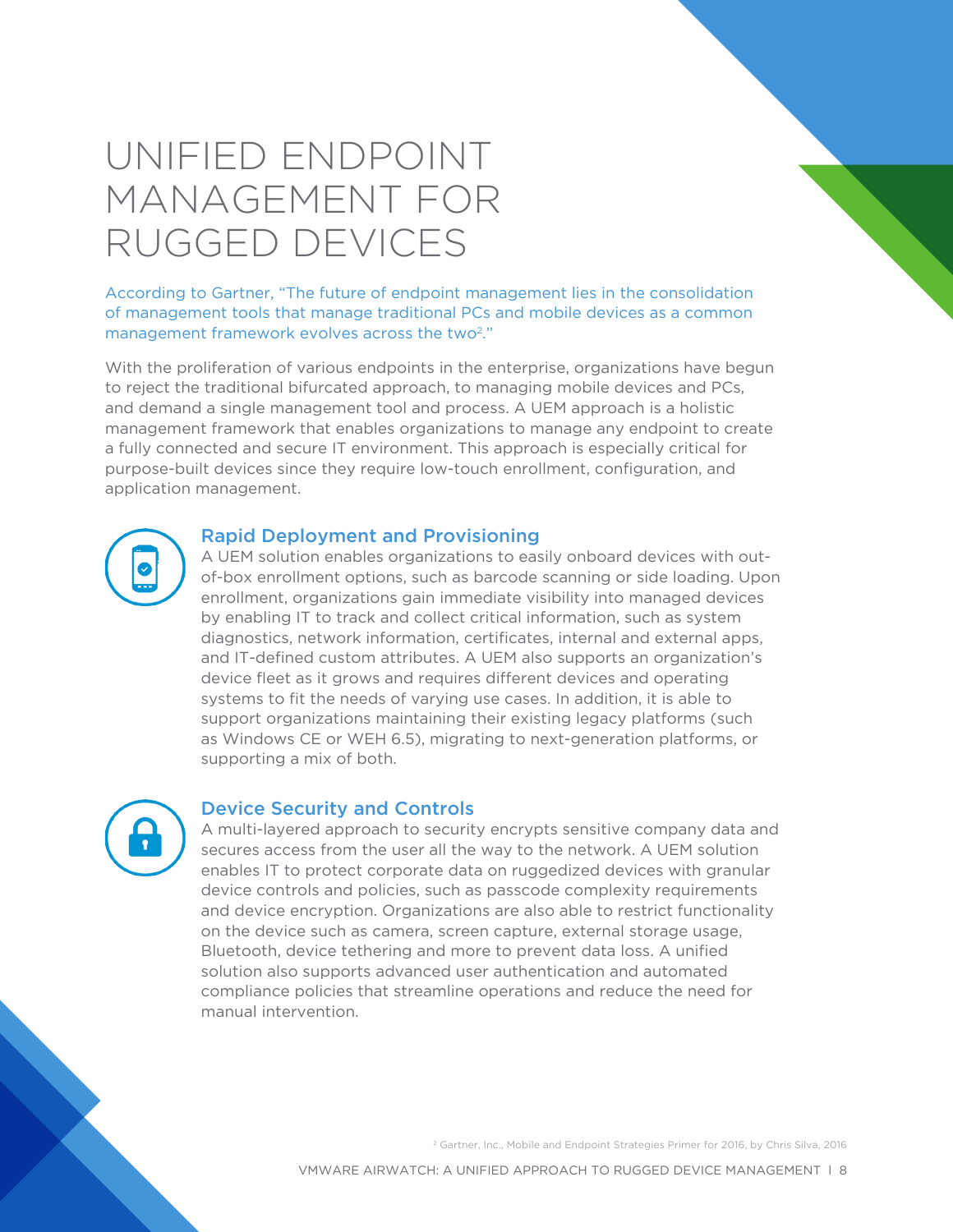# UNIFIED ENDPOINT MANAGEMENT FOR RUGGED DEVICES

According to Gartner, "The future of endpoint management lies in the consolidation of management tools that manage traditional PCs and mobile devices as a common management framework evolves across the two[2]."

With the proliferation of various endpoints in the enterprise, organizations have begun to reject the traditional bifurcated approach, to managing mobile devices and PCs, and demand a single management tool and process. A UEM approach is a holistic management framework that enables organizations to manage any endpoint to create a fully connected and secure IT environment. This approach is especially critical for purpose-built devices since they require low-touch enrollment, configuration, and application management.

## Rapid Deployment and Provisioning

A UEM solution enables organizations to easily onboard devices with out-of-box enrollment options, such as barcode scanning or side loading. Upon enrollment, organizations gain immediate visibility into managed devices by enabling IT to track and collect critical information, such as system diagnostics, network information, certificates, internal and external apps, and IT-defined custom attributes. A UEM also supports an organization's device fleet as it grows and requires different devices and operating systems to fit the needs of varying use cases. In addition, it is able to support organizations maintaining their existing legacy platforms (such as Windows CE or WEH 6.5), migrating to next-generation platforms, or supporting a mix of both.

## Device Security and Controls

A multi-layered approach to security encrypts sensitive company data and secures access from the user all the way to the network. A UEM solution enables IT to protect corporate data on ruggedized devices with granular device controls and policies, such as passcode complexity requirements and device encryption. Organizations are also able to restrict functionality on the device such as camera, screen capture, external storage usage, Bluetooth, device tethering and more to prevent data loss. A unified solution also supports advanced user authentication and automated compliance policies that streamline operations and reduce the need for manual intervention.

[2] Gartner, Inc., Mobile and Endpoint Strategies Primer for 2016, by Chris Silva, 2016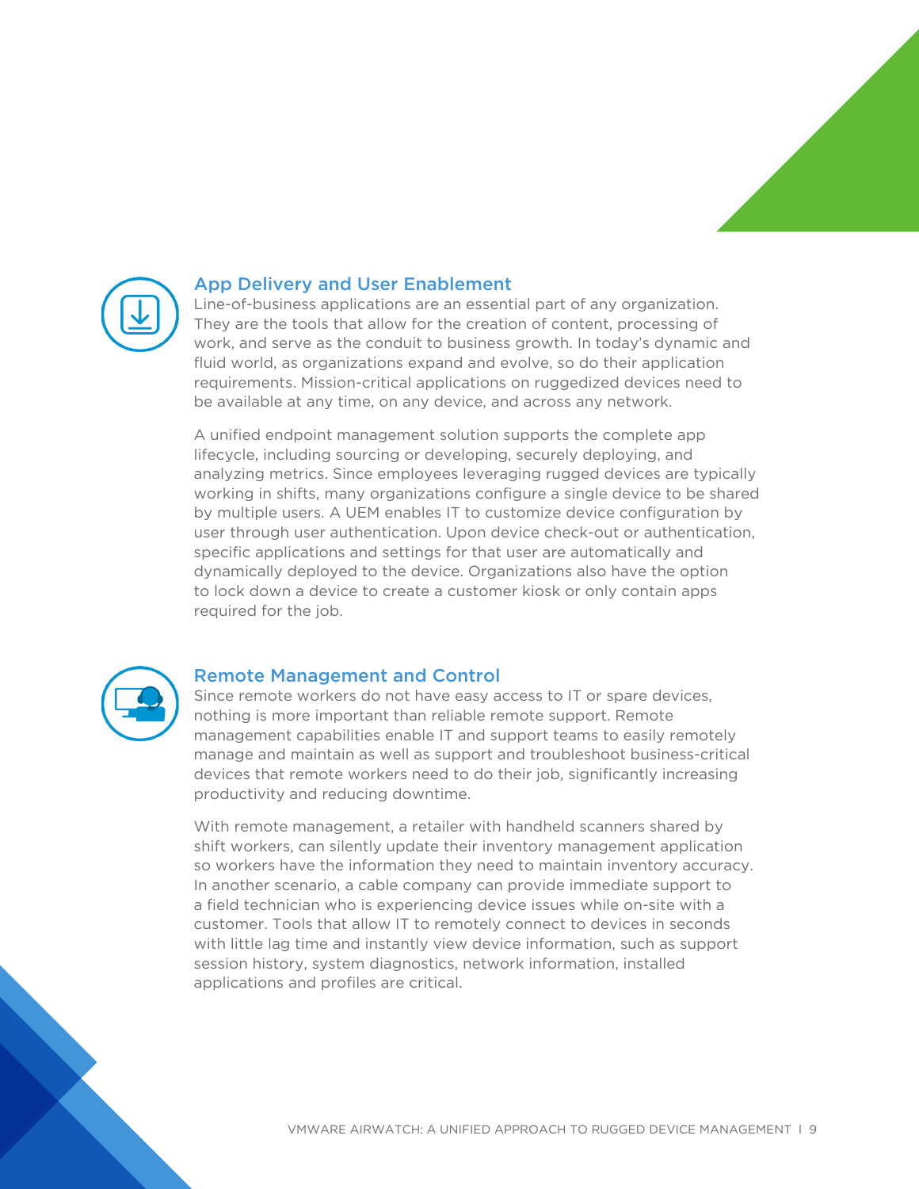## App Delivery and User Enablement

Line-of-business applications are an essential part of any organization. They are the tools that allow for the creation of content, processing of work, and serve as the conduit to business growth. In today's dynamic and fluid world, as organizations expand and evolve, so do their application requirements. Mission-critical applications on ruggedized devices need to be available at any time, on any device, and across any network.

A unified endpoint management solution supports the complete app lifecycle, including sourcing or developing, securely deploying, and analyzing metrics. Since employees leveraging rugged devices are typically working in shifts, many organizations configure a single device to be shared by multiple users. A UEM enables IT to customize device configuration by user through user authentication. Upon device check-out or authentication, specific applications and settings for that user are automatically and dynamically deployed to the device. Organizations also have the option to lock down a device to create a customer kiosk or only contain apps required for the job.

## Remote Management and Control

Since remote workers do not have easy access to IT or spare devices, nothing is more important than reliable remote support. Remote management capabilities enable IT and support teams to easily remotely manage and maintain as well as support and troubleshoot business-critical devices that remote workers need to do their job, significantly increasing productivity and reducing downtime.

With remote management, a retailer with handheld scanners shared by shift workers, can silently update their inventory management application so workers have the information they need to maintain inventory accuracy. In another scenario, a cable company can provide immediate support to a field technician who is experiencing device issues while on-site with a customer. Tools that allow IT to remotely connect to devices in seconds with little lag time and instantly view device information, such as support session history, system diagnostics, network information, installed applications and profiles are critical.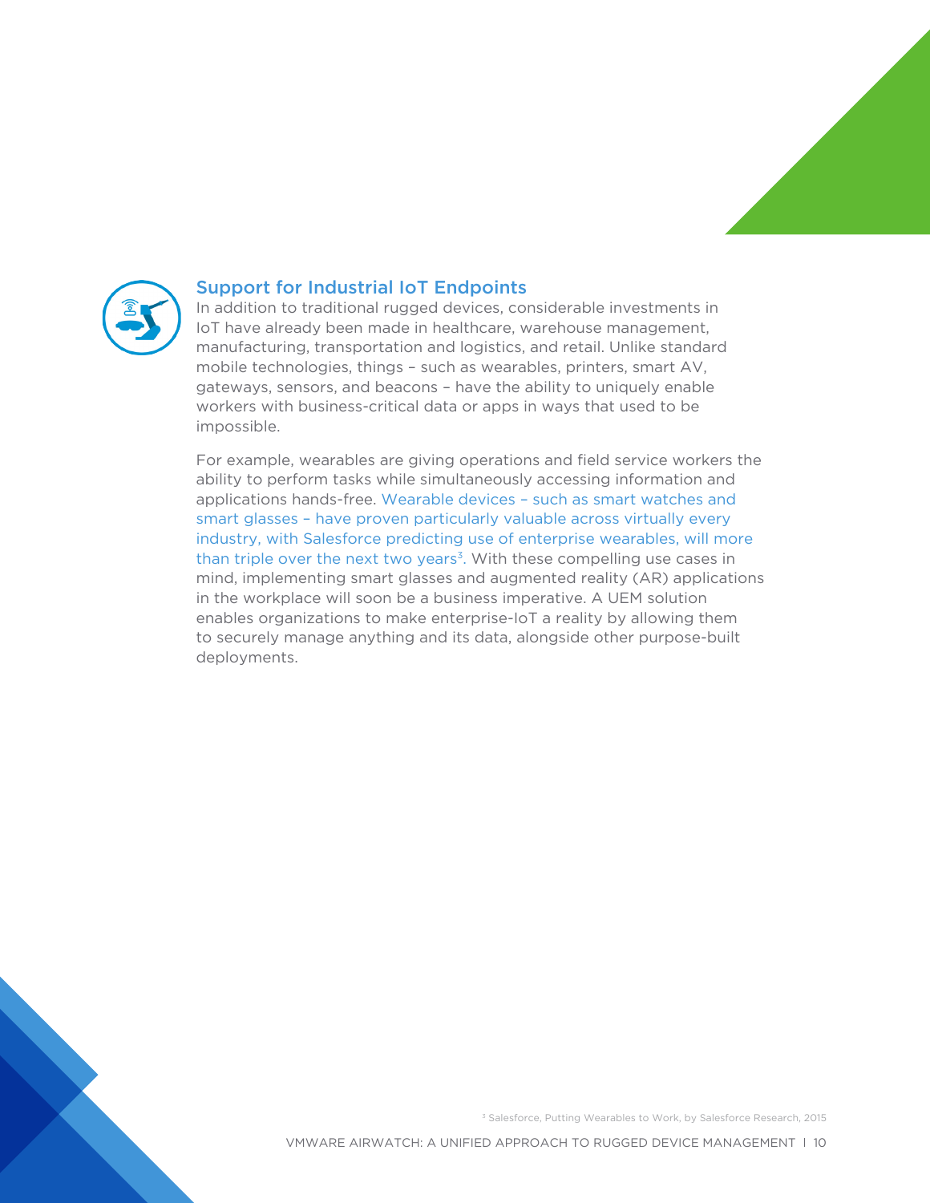## Support for Industrial IoT Endpoints

In addition to traditional rugged devices, considerable investments in IoT have already been made in healthcare, warehouse management, manufacturing, transportation and logistics, and retail. Unlike standard mobile technologies, things – such as wearables, printers, smart AV, gateways, sensors, and beacons – have the ability to uniquely enable workers with business-critical data or apps in ways that used to be impossible.

For example, wearables are giving operations and field service workers the ability to perform tasks while simultaneously accessing information and applications hands-free. Wearable devices – such as smart watches and smart glasses – have proven particularly valuable across virtually every industry, with Salesforce predicting use of enterprise wearables, will more than triple over the next two years[3]. With these compelling use cases in mind, implementing smart glasses and augmented reality (AR) applications in the workplace will soon be a business imperative. A UEM solution enables organizations to make enterprise-IoT a reality by allowing them to securely manage anything and its data, alongside other purpose-built deployments.

[3] Salesforce, Putting Wearables to Work, by Salesforce Research, 2015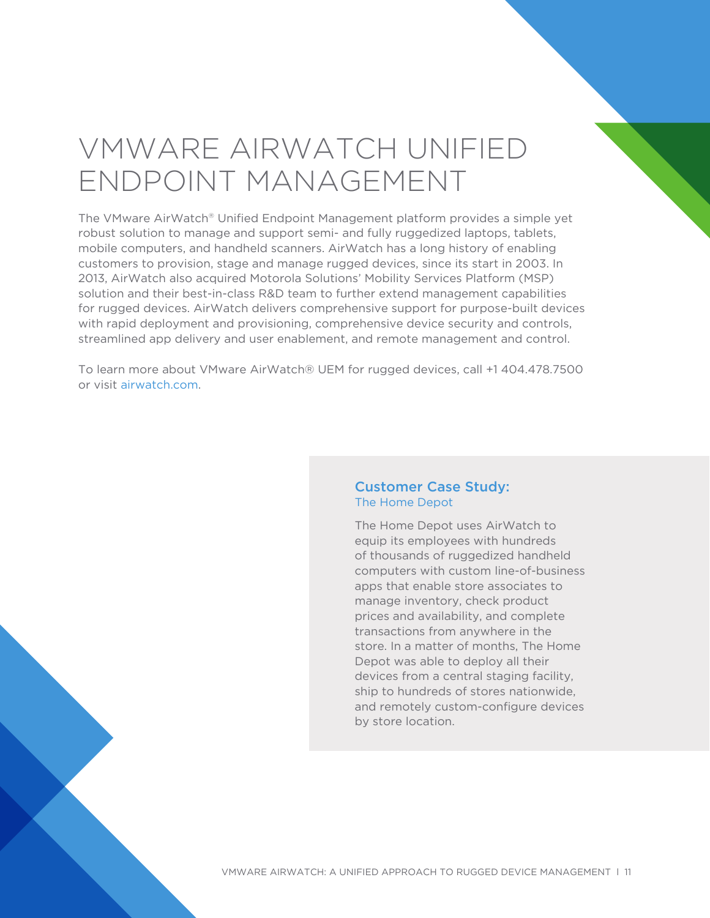# VMWARE AIRWATCH UNIFIED ENDPOINT MANAGEMENT

The VMware AirWatch® Unified Endpoint Management platform provides a simple yet robust solution to manage and support semi- and fully ruggedized laptops, tablets, mobile computers, and handheld scanners. AirWatch has a long history of enabling customers to provision, stage and manage rugged devices, since its start in 2003. In 2013, AirWatch also acquired Motorola Solutions' Mobility Services Platform (MSP) solution and their best-in-class R&D team to further extend management capabilities for rugged devices. AirWatch delivers comprehensive support for purpose-built devices with rapid deployment and provisioning, comprehensive device security and controls, streamlined app delivery and user enablement, and remote management and control.

To learn more about VMware AirWatch® UEM for rugged devices, call +1 404.478.7500 or visit airwatch.com.

### Customer Case Study:

The Home Depot

The Home Depot uses AirWatch to equip its employees with hundreds of thousands of ruggedized handheld computers with custom line-of-business apps that enable store associates to manage inventory, check product prices and availability, and complete transactions from anywhere in the store. In a matter of months, The Home Depot was able to deploy all their devices from a central staging facility, ship to hundreds of stores nationwide, and remotely custom-configure devices by store location.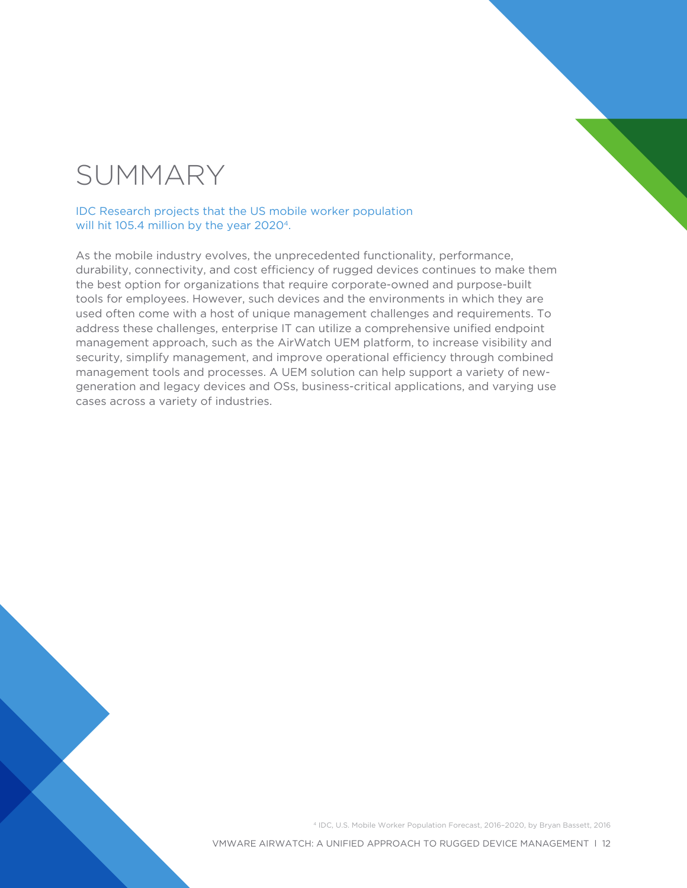# SUMMARY

IDC Research projects that the US mobile worker population will hit 105.4 million by the year 2020[4].

As the mobile industry evolves, the unprecedented functionality, performance, durability, connectivity, and cost efficiency of rugged devices continues to make them the best option for organizations that require corporate-owned and purpose-built tools for employees. However, such devices and the environments in which they are used often come with a host of unique management challenges and requirements. To address these challenges, enterprise IT can utilize a comprehensive unified endpoint management approach, such as the AirWatch UEM platform, to increase visibility and security, simplify management, and improve operational efficiency through combined management tools and processes. A UEM solution can help support a variety of new-generation and legacy devices and OSs, business-critical applications, and varying use cases across a variety of industries.

[4] IDC, U.S. Mobile Worker Population Forecast, 2016–2020, by Bryan Bassett, 2016